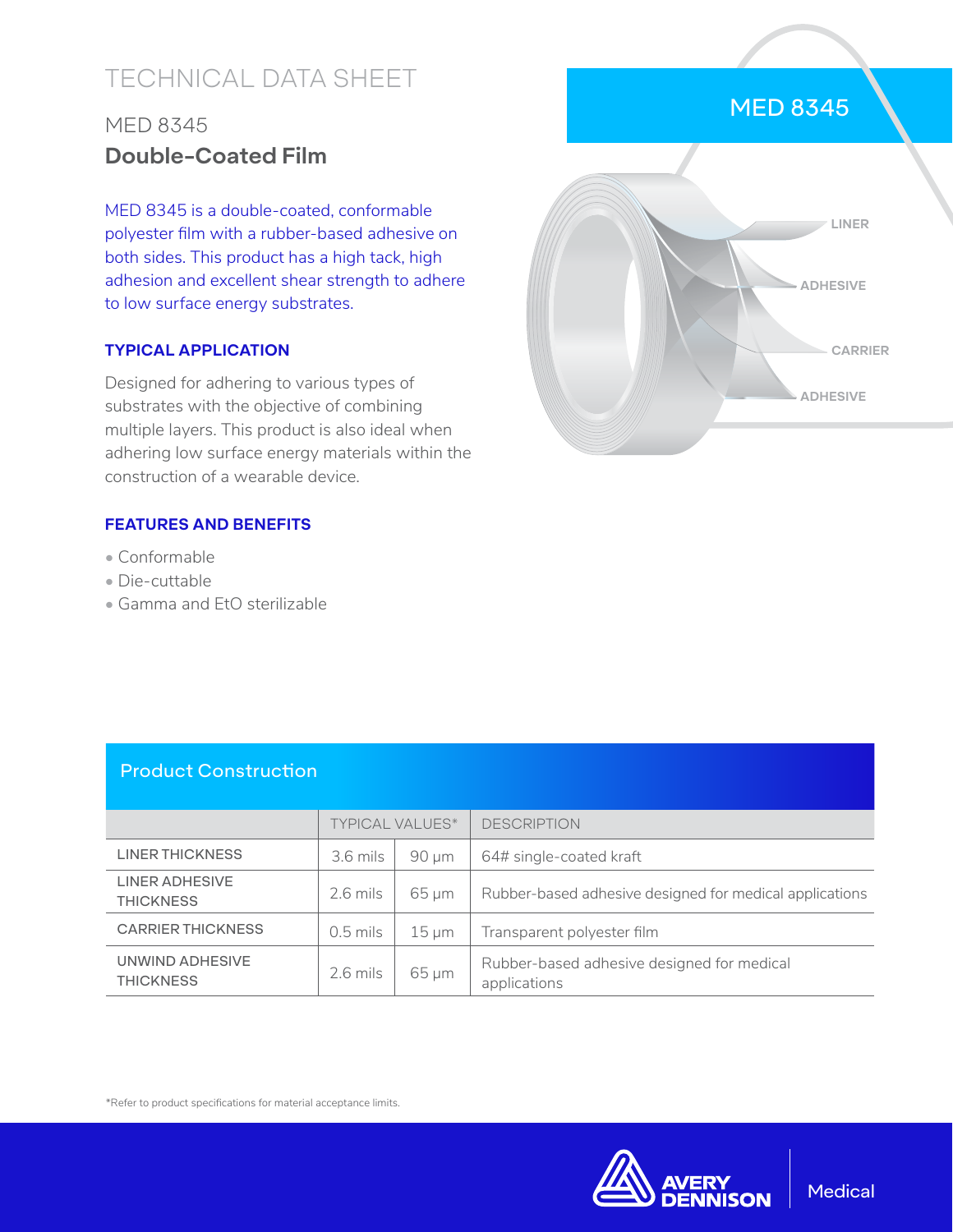# TECHNICAL DATA SHEET

## MED 8345

## **Double-Coated Film**

MED 8345 is a double-coated, conformable polyester film with a rubber-based adhesive on both sides. This product has a high tack, high adhesion and excellent shear strength to adhere to low surface energy substrates.

MED 8345

LINER

ADHESIVE

CARRIER

ADHESIVE

### TYPICAL APPLICATION

Designed for adhering to various types of substrates with the objective of combining multiple layers. This product is also ideal when adhering low surface energy materials within the construction of a wearable device.

### FEATURES AND BENEFITS

- Conformable
- Die-cuttable
- Gamma and EtO sterilizable

### Product Construction

| | TYPICAL VALUES* | | DESCRIPTION |
|---|---|---|---|
| LINER THICKNESS | 3.6 mils | 90 µm | 64# single-coated kraft |
| LINER ADHESIVE THICKNESS | 2.6 mils | 65 µm | Rubber-based adhesive designed for medical applications |
| CARRIER THICKNESS | 0.5 mils | 15 µm | Transparent polyester film |
| UNWIND ADHESIVE THICKNESS | 2.6 mils | 65 µm | Rubber-based adhesive designed for medical applications |

*Refer to product specifications for material acceptance limits.

AVERY DENNISON Medical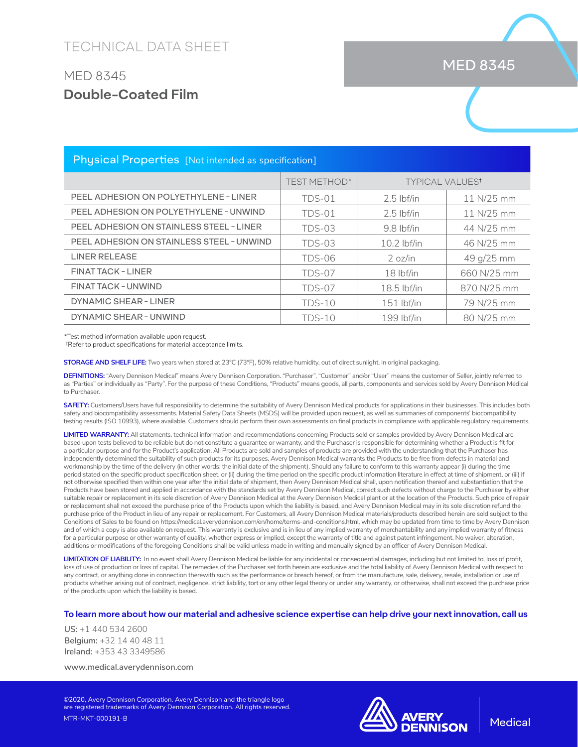TECHNICAL DATA SHEET

# MED 8345

## Double-Coated Film

MED 8345

### Physical Properties [Not intended as specification]

| | TEST METHOD* | TYPICAL VALUES† | |
|---|---|---|---|
| PEEL ADHESION ON POLYETHYLENE - LINER | TDS-01 | 2.5 lbf/in | 11 N/25 mm |
| PEEL ADHESION ON POLYETHYLENE - UNWIND | TDS-01 | 2.5 lbf/in | 11 N/25 mm |
| PEEL ADHESION ON STAINLESS STEEL - LINER | TDS-03 | 9.8 lbf/in | 44 N/25 mm |
| PEEL ADHESION ON STAINLESS STEEL - UNWIND | TDS-03 | 10.2 lbf/in | 46 N/25 mm |
| LINER RELEASE | TDS-06 | 2 oz/in | 49 g/25 mm |
| FINAT TACK - LINER | TDS-07 | 18 lbf/in | 660 N/25 mm |
| FINAT TACK - UNWIND | TDS-07 | 18.5 lbf/in | 870 N/25 mm |
| DYNAMIC SHEAR - LINER | TDS-10 | 151 lbf/in | 79 N/25 mm |
| DYNAMIC SHEAR - UNWIND | TDS-10 | 199 lbf/in | 80 N/25 mm |

*Test method information available upon request.
†Refer to product specifications for material acceptance limits.

**STORAGE AND SHELF LIFE:** Two years when stored at 23°C (73°F), 50% relative humidity, out of direct sunlight, in original packaging.

**DEFINITIONS:** "Avery Dennison Medical" means Avery Dennison Corporation. "Purchaser", "Customer" and/or "User" means the customer of Seller, jointly referred to as "Parties" or individually as "Party". For the purpose of these Conditions, "Products" means goods, all parts, components and services sold by Avery Dennison Medical to Purchaser.

**SAFETY:** Customers/Users have full responsibility to determine the suitability of Avery Dennison Medical products for applications in their businesses. This includes both safety and biocompatibility assessments. Material Safety Data Sheets (MSDS) will be provided upon request, as well as summaries of components' biocompatibility testing results (ISO 10993), where available. Customers should perform their own assessments on final products in compliance with applicable regulatory requirements.

**LIMITED WARRANTY:** All statements, technical information and recommendations concerning Products sold or samples provided by Avery Dennison Medical are based upon tests believed to be reliable but do not constitute a guarantee or warranty, and the Purchaser is responsible for determining whether a Product is fit for a particular purpose and for the Product's application. All Products are sold and samples of products are provided with the understanding that the Purchaser has independently determined the suitability of such products for its purposes. Avery Dennison Medical warrants the Products to be free from defects in material and workmanship by the time of the delivery (in other words: the initial date of the shipment). Should any failure to conform to this warranty appear (i) during the time period stated on the specific product specification sheet, or (ii) during the time period on the specific product information literature in effect at time of shipment, or (iii) if not otherwise specified then within one year after the initial date of shipment, then Avery Dennison Medical shall, upon notification thereof and substantiation that the Products have been stored and applied in accordance with the standards set by Avery Dennison Medical, correct such defects without charge to the Purchaser by either suitable repair or replacement in its sole discretion of Avery Dennison Medical at the Avery Dennison Medical plant or at the location of the Products. Such price of repair or replacement shall not exceed the purchase price of the Products upon which the liability is based, and Avery Dennison Medical may in its sole discretion refund the purchase price of the Product in lieu of any repair or replacement. For Customers, all Avery Dennison Medical materials/products described herein are sold subject to the Conditions of Sales to be found on https://medical.averydennison.com/en/home/terms-and-conditions.html, which may be updated from time to time by Avery Dennison and of which a copy is also available on request. This warranty is exclusive and is in lieu of any implied warranty of merchantability and any implied warranty of fitness for a particular purpose or other warranty of quality, whether express or implied, except the warranty of title and against patent infringement. No waiver, alteration, additions or modifications of the foregoing Conditions shall be valid unless made in writing and manually signed by an officer of Avery Dennison Medical.

**LIMITATION OF LIABILITY:** In no event shall Avery Dennison Medical be liable for any incidental or consequential damages, including but not limited to, loss of profit, loss of use of production or loss of capital. The remedies of the Purchaser set forth herein are exclusive and the total liability of Avery Dennison Medical with respect to any contract, or anything done in connection therewith such as the performance or breach hereof, or from the manufacture, sale, delivery, resale, installation or use of products whether arising out of contract, negligence, strict liability, tort or any other legal theory or under any warranty, or otherwise, shall not exceed the purchase price of the products upon which the liability is based.

**To learn more about how our material and adhesive science expertise can help drive your next innovation, call us**

**US:** +1 440 534 2600
**Belgium:** +32 14 40 48 11
**Ireland:** +353 43 3349586

www.medical.averydennison.com

©2020, Avery Dennison Corporation. Avery Dennison and the triangle logo are registered trademarks of Avery Dennison Corporation. All rights reserved.

MTR-MKT-000191-B

AVERY DENNISON Medical